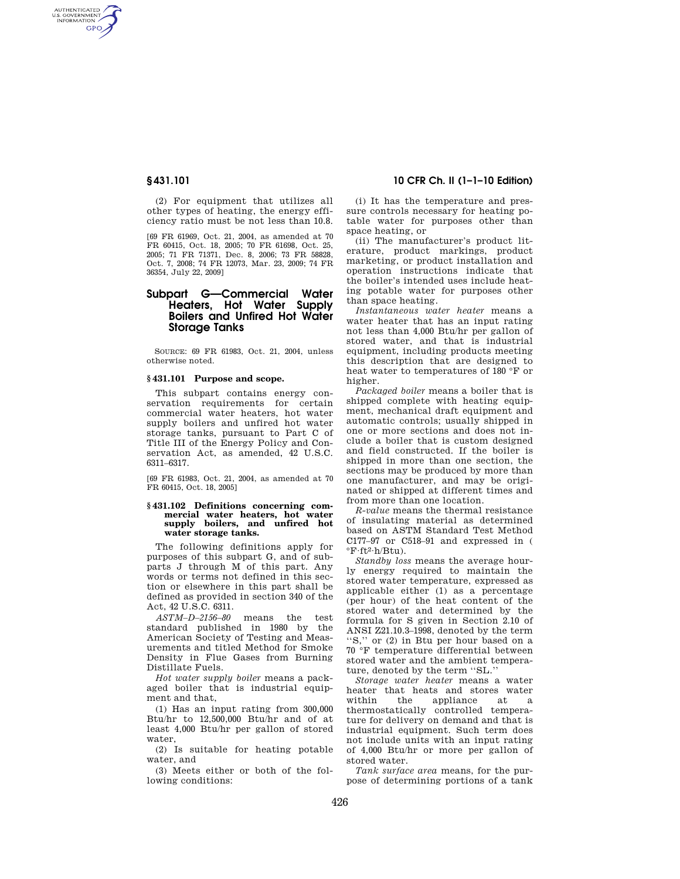(2) For equipment that utilizes all other types of heating, the energy efficiency ratio must be not less than 10.8.

[69 FR 61969, Oct. 21, 2004, as amended at 70 FR 60415, Oct. 18, 2005; 70 FR 61698, Oct. 25, 2005; 71 FR 71371, Dec. 8, 2006; 73 FR 58828, Oct. 7, 2008; 74 FR 12073, Mar. 23, 2009; 74 FR 36354, July 22, 2009]

## Subpart G—Commercial Water Heaters, Hot Water Supply Boilers and Unfired Hot Water Storage Tanks

SOURCE: 69 FR 61983, Oct. 21, 2004, unless otherwise noted.

### § 431.101 Purpose and scope.

This subpart contains energy conservation requirements for certain commercial water heaters, hot water supply boilers and unfired hot water storage tanks, pursuant to Part C of Title III of the Energy Policy and Conservation Act, as amended, 42 U.S.C. 6311–6317.

[69 FR 61983, Oct. 21, 2004, as amended at 70 FR 60415, Oct. 18, 2005]

### § 431.102 Definitions concerning commercial water heaters, hot water supply boilers, and unfired hot water storage tanks.

The following definitions apply for purposes of this subpart G, and of subparts J through M of this part. Any words or terms not defined in this section or elsewhere in this part shall be defined as provided in section 340 of the Act, 42 U.S.C. 6311.

*ASTM–D–2156–80* means the test standard published in 1980 by the American Society of Testing and Measurements and titled Method for Smoke Density in Flue Gases from Burning Distillate Fuels.

*Hot water supply boiler* means a packaged boiler that is industrial equipment and that,

(1) Has an input rating from 300,000 Btu/hr to 12,500,000 Btu/hr and of at least 4,000 Btu/hr per gallon of stored water,

(2) Is suitable for heating potable water, and

(3) Meets either or both of the following conditions:

(i) It has the temperature and pressure controls necessary for heating potable water for purposes other than space heating, or

(ii) The manufacturer's product literature, product markings, product marketing, or product installation and operation instructions indicate that the boiler's intended uses include heating potable water for purposes other than space heating.

*Instantaneous water heater* means a water heater that has an input rating not less than 4,000 Btu/hr per gallon of stored water, and that is industrial equipment, including products meeting this description that are designed to heat water to temperatures of 180 °F or higher.

*Packaged boiler* means a boiler that is shipped complete with heating equipment, mechanical draft equipment and automatic controls; usually shipped in one or more sections and does not include a boiler that is custom designed and field constructed. If the boiler is shipped in more than one section, the sections may be produced by more than one manufacturer, and may be originated or shipped at different times and from more than one location.

*R-value* means the thermal resistance of insulating material as determined based on ASTM Standard Test Method C177–97 or C518–91 and expressed in ( $°F{\cdot}ft^2{\cdot}h/Btu$).

*Standby loss* means the average hourly energy required to maintain the stored water temperature, expressed as applicable either (1) as a percentage (per hour) of the heat content of the stored water and determined by the formula for S given in Section 2.10 of ANSI Z21.10.3–1998, denoted by the term "S," or (2) in Btu per hour based on a 70 °F temperature differential between stored water and the ambient temperature, denoted by the term "SL."

*Storage water heater* means a water heater that heats and stores water within the appliance at a thermostatically controlled temperature for delivery on demand and that is industrial equipment. Such term does not include units with an input rating of 4,000 Btu/hr or more per gallon of stored water.

*Tank surface area* means, for the purpose of determining portions of a tank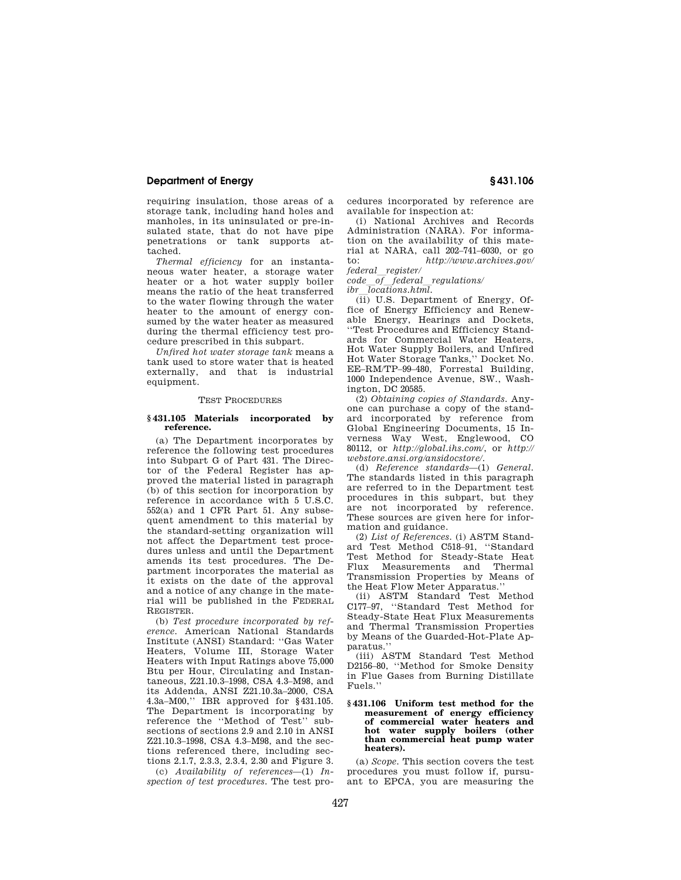requiring insulation, those areas of a storage tank, including hand holes and manholes, in its uninsulated or pre-insulated state, that do not have pipe penetrations or tank supports attached.

*Thermal efficiency* for an instantaneous water heater, a storage water heater or a hot water supply boiler means the ratio of the heat transferred to the water flowing through the water heater to the amount of energy consumed by the water heater as measured during the thermal efficiency test procedure prescribed in this subpart.

*Unfired hot water storage tank* means a tank used to store water that is heated externally, and that is industrial equipment.

TEST PROCEDURES

**§ 431.105 Materials incorporated by reference.**

(a) The Department incorporates by reference the following test procedures into Subpart G of Part 431. The Director of the Federal Register has approved the material listed in paragraph (b) of this section for incorporation by reference in accordance with 5 U.S.C. 552(a) and 1 CFR Part 51. Any subsequent amendment to this material by the standard-setting organization will not affect the Department test procedures unless and until the Department amends its test procedures. The Department incorporates the material as it exists on the date of the approval and a notice of any change in the material will be published in the FEDERAL REGISTER.

(b) *Test procedure incorporated by reference.* American National Standards Institute (ANSI) Standard: ''Gas Water Heaters, Volume III, Storage Water Heaters with Input Ratings above 75,000 Btu per Hour, Circulating and Instantaneous, Z21.10.3–1998, CSA 4.3–M98, and its Addenda, ANSI Z21.10.3a–2000, CSA 4.3a–M00,'' IBR approved for § 431.105. The Department is incorporating by reference the ''Method of Test'' subsections of sections 2.9 and 2.10 in ANSI Z21.10.3–1998, CSA 4.3–M98, and the sections referenced there, including sections 2.1.7, 2.3.3, 2.3.4, 2.30 and Figure 3.

(c) *Availability of references*—(1) *Inspection of test procedures.* The test procedures incorporated by reference are available for inspection at:

(i) National Archives and Records Administration (NARA). For information on the availability of this material at NARA, call 202–741–6030, or go to: *http://www.archives.gov/federal_register/code_of_federal_regulations/ibr_locations.html.*

(ii) U.S. Department of Energy, Office of Energy Efficiency and Renewable Energy, Hearings and Dockets, ''Test Procedures and Efficiency Standards for Commercial Water Heaters, Hot Water Supply Boilers, and Unfired Hot Water Storage Tanks,'' Docket No. EE–RM/TP–99–480, Forrestal Building, 1000 Independence Avenue, SW., Washington, DC 20585.

(2) *Obtaining copies of Standards.* Anyone can purchase a copy of the standard incorporated by reference from Global Engineering Documents, 15 Inverness Way West, Englewood, CO 80112, or *http://global.ihs.com/*, or *http://webstore.ansi.org/ansidocstore/.*

(d) *Reference standards*—(1) *General.* The standards listed in this paragraph are referred to in the Department test procedures in this subpart, but they are not incorporated by reference. These sources are given here for information and guidance.

(2) *List of References.* (i) ASTM Standard Test Method C518–91, ''Standard Test Method for Steady-State Heat Flux Measurements and Thermal Transmission Properties by Means of the Heat Flow Meter Apparatus.''

(ii) ASTM Standard Test Method C177–97, ''Standard Test Method for Steady-State Heat Flux Measurements and Thermal Transmission Properties by Means of the Guarded-Hot-Plate Apparatus.''

(iii) ASTM Standard Test Method D2156–80, ''Method for Smoke Density in Flue Gases from Burning Distillate Fuels.''

**§ 431.106 Uniform test method for the measurement of energy efficiency of commercial water heaters and hot water supply boilers (other than commercial heat pump water heaters).**

(a) *Scope.* This section covers the test procedures you must follow if, pursuant to EPCA, you are measuring the